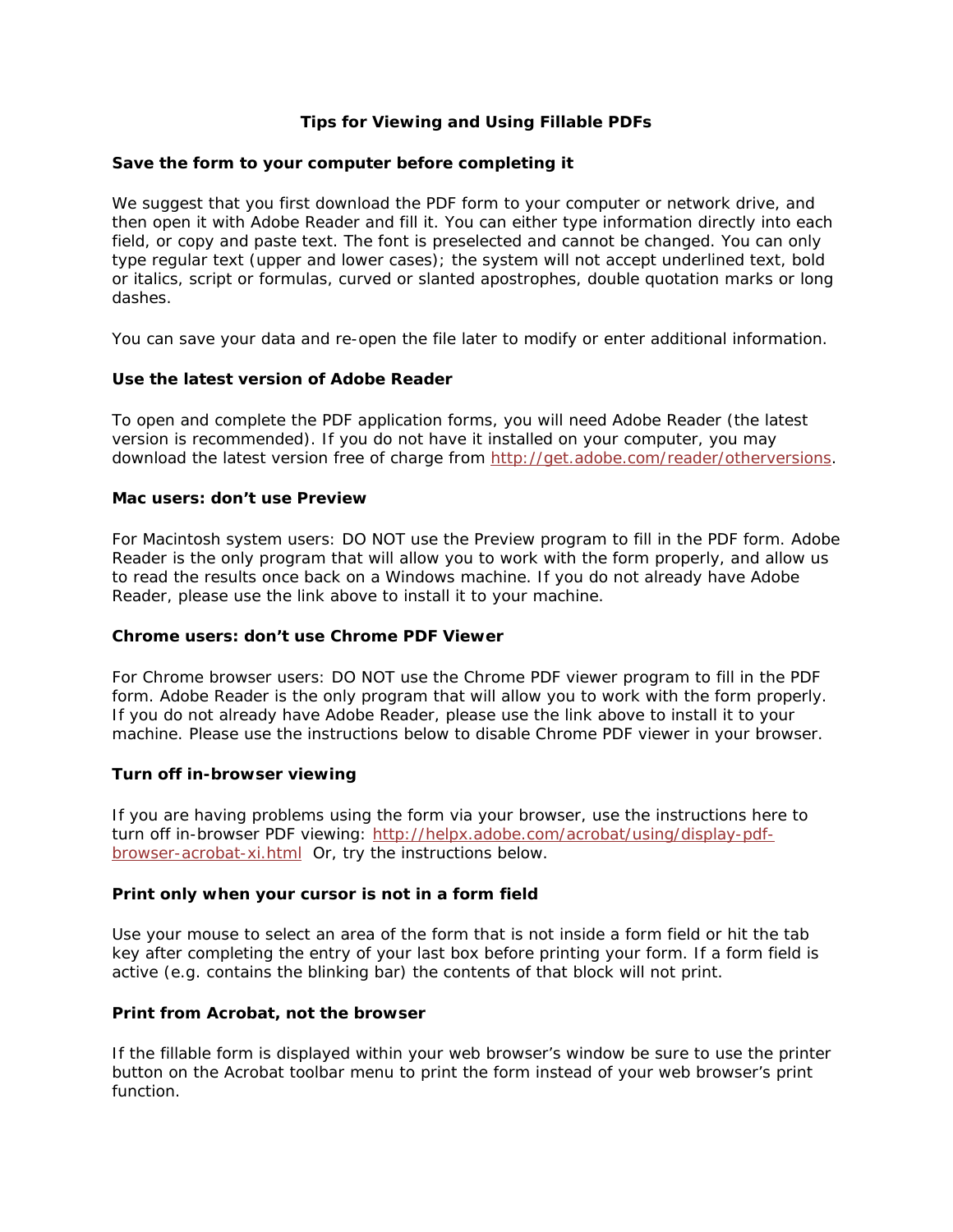# Tips for Viewing and Using Fillable PDFs

## Save the form to your computer before completing it

We suggest that you first download the PDF form to your computer or network drive, and then open it with Adobe Reader and fill it. You can either type information directly into each field, or copy and paste text. The font is preselected and cannot be changed. You can only type regular text (upper and lower cases); the system will not accept underlined text, bold or italics, script or formulas, curved or slanted apostrophes, double quotation marks or long dashes.

You can save your data and re-open the file later to modify or enter additional information.

## Use the latest version of Adobe Reader

To open and complete the PDF application forms, you will need Adobe Reader (the latest version is recommended). If you do not have it installed on your computer, you may download the latest version free of charge from [http://get.adobe.com/reader/otherversions](http://get.adobe.com/reader/otherversions).

## Mac users: don't use Preview

For Macintosh system users: DO NOT use the Preview program to fill in the PDF form. Adobe Reader is the only program that will allow you to work with the form properly, and allow us to read the results once back on a Windows machine. If you do not already have Adobe Reader, please use the link above to install it to your machine.

## Chrome users: don't use Chrome PDF Viewer

For Chrome browser users: DO NOT use the Chrome PDF viewer program to fill in the PDF form. Adobe Reader is the only program that will allow you to work with the form properly. If you do not already have Adobe Reader, please use the link above to install it to your machine. Please use the instructions below to disable Chrome PDF viewer in your browser.

## Turn off in-browser viewing

If you are having problems using the form via your browser, use the instructions here to turn off in-browser PDF viewing: [http://helpx.adobe.com/acrobat/using/display-pdf-browser-acrobat-xi.html](http://helpx.adobe.com/acrobat/using/display-pdf-browser-acrobat-xi.html) Or, try the instructions below.

## Print only when your cursor is not in a form field

Use your mouse to select an area of the form that is not inside a form field or hit the tab key after completing the entry of your last box before printing your form. If a form field is active (e.g. contains the blinking bar) the contents of that block will not print.

## Print from Acrobat, not the browser

If the fillable form is displayed within your web browser's window be sure to use the printer button on the Acrobat toolbar menu to print the form instead of your web browser's print function.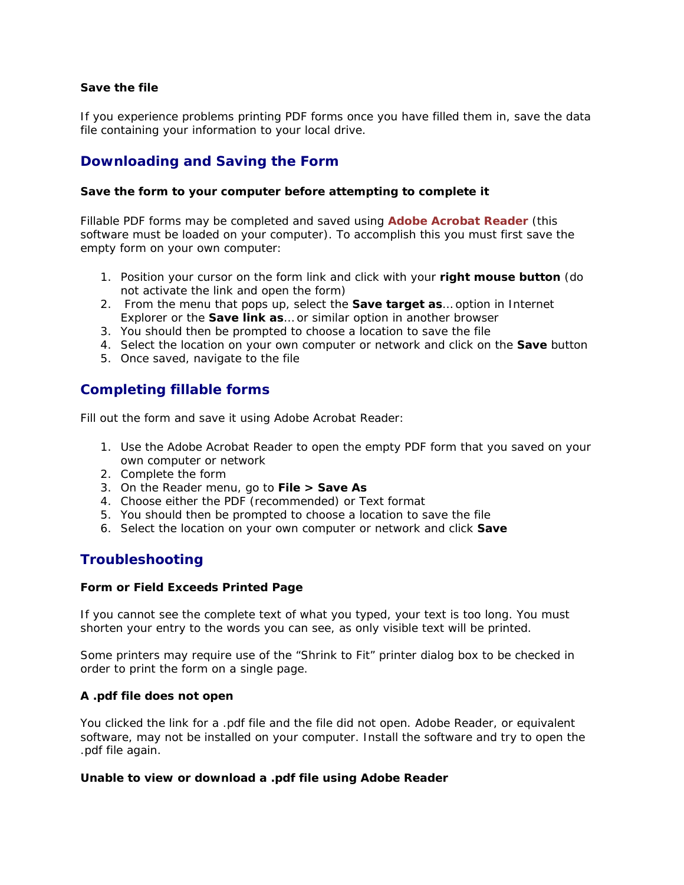**Save the file**

If you experience problems printing PDF forms once you have filled them in, save the data file containing your information to your local drive.

## Downloading and Saving the Form

**Save the form to your computer before attempting to complete it**

Fillable PDF forms may be completed and saved using **Adobe Acrobat Reader** (this software must be loaded on your computer). To accomplish this you must first save the empty form on your own computer:

1. Position your cursor on the form link and click with your **right mouse button** (do not activate the link and open the form)
2. From the menu that pops up, select the **Save target as**… option in Internet Explorer or the **Save link as**… or similar option in another browser
3. You should then be prompted to choose a location to save the file
4. Select the location on your own computer or network and click on the **Save** button
5. Once saved, navigate to the file

## Completing fillable forms

Fill out the form and save it using Adobe Acrobat Reader:

1. Use the Adobe Acrobat Reader to open the empty PDF form that you saved on your own computer or network
2. Complete the form
3. On the Reader menu, go to **File > Save As**
4. Choose either the PDF (recommended) or Text format
5. You should then be prompted to choose a location to save the file
6. Select the location on your own computer or network and click **Save**

## Troubleshooting

**Form or Field Exceeds Printed Page**

If you cannot see the complete text of what you typed, your text is too long. You must shorten your entry to the words you can see, as only visible text will be printed.

Some printers may require use of the "Shrink to Fit" printer dialog box to be checked in order to print the form on a single page.

**A .pdf file does not open**

You clicked the link for a .pdf file and the file did not open. Adobe Reader, or equivalent software, may not be installed on your computer. Install the software and try to open the .pdf file again.

**Unable to view or download a .pdf file using Adobe Reader**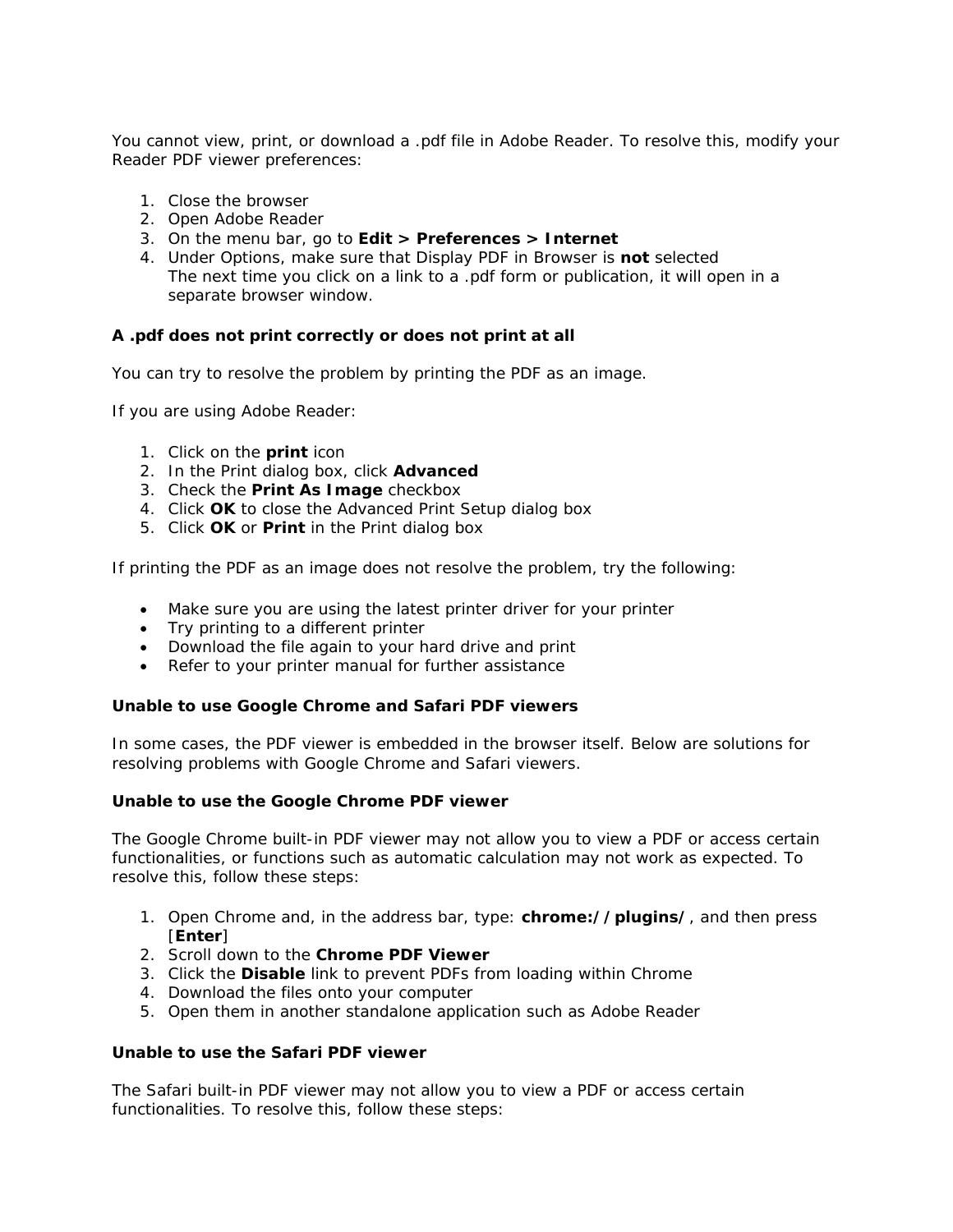You cannot view, print, or download a .pdf file in Adobe Reader. To resolve this, modify your Reader PDF viewer preferences:

1. Close the browser
2. Open Adobe Reader
3. On the menu bar, go to **Edit > Preferences > Internet**
4. Under Options, make sure that Display PDF in Browser is **not** selected
   The next time you click on a link to a .pdf form or publication, it will open in a separate browser window.

**A .pdf does not print correctly or does not print at all**

You can try to resolve the problem by printing the PDF as an image.

If you are using Adobe Reader:

1. Click on the **print** icon
2. In the Print dialog box, click **Advanced**
3. Check the **Print As Image** checkbox
4. Click **OK** to close the Advanced Print Setup dialog box
5. Click **OK** or **Print** in the Print dialog box

If printing the PDF as an image does not resolve the problem, try the following:

- Make sure you are using the latest printer driver for your printer
- Try printing to a different printer
- Download the file again to your hard drive and print
- Refer to your printer manual for further assistance

**Unable to use Google Chrome and Safari PDF viewers**

In some cases, the PDF viewer is embedded in the browser itself. Below are solutions for resolving problems with Google Chrome and Safari viewers.

**Unable to use the Google Chrome PDF viewer**

The Google Chrome built-in PDF viewer may not allow you to view a PDF or access certain functionalities, or functions such as automatic calculation may not work as expected. To resolve this, follow these steps:

1. Open Chrome and, in the address bar, type: **chrome://plugins/**, and then press [**Enter**]
2. Scroll down to the **Chrome PDF Viewer**
3. Click the **Disable** link to prevent PDFs from loading within Chrome
4. Download the files onto your computer
5. Open them in another standalone application such as Adobe Reader

**Unable to use the Safari PDF viewer**

The Safari built-in PDF viewer may not allow you to view a PDF or access certain functionalities. To resolve this, follow these steps: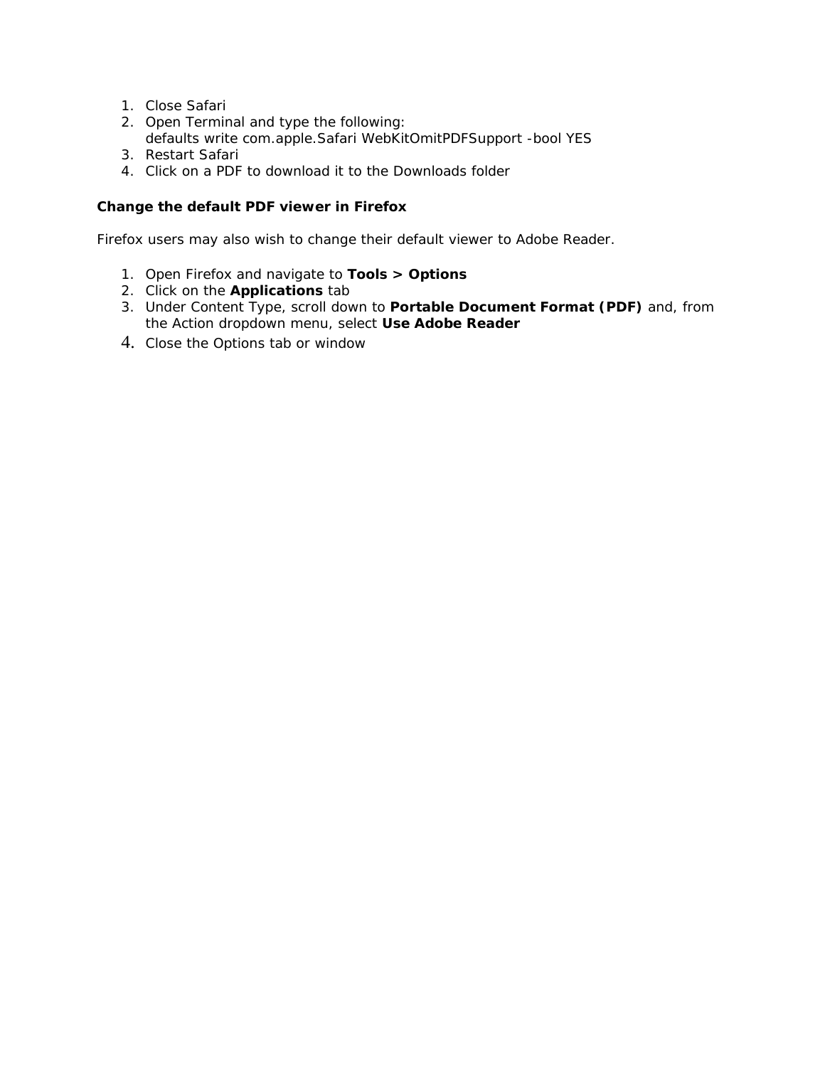1. Close Safari
2. Open Terminal and type the following:
   defaults write com.apple.Safari WebKitOmitPDFSupport -bool YES
3. Restart Safari
4. Click on a PDF to download it to the Downloads folder

**Change the default PDF viewer in Firefox**

Firefox users may also wish to change their default viewer to Adobe Reader.

1. Open Firefox and navigate to **Tools > Options**
2. Click on the **Applications** tab
3. Under Content Type, scroll down to **Portable Document Format (PDF)** and, from the Action dropdown menu, select **Use Adobe Reader**
4. Close the Options tab or window